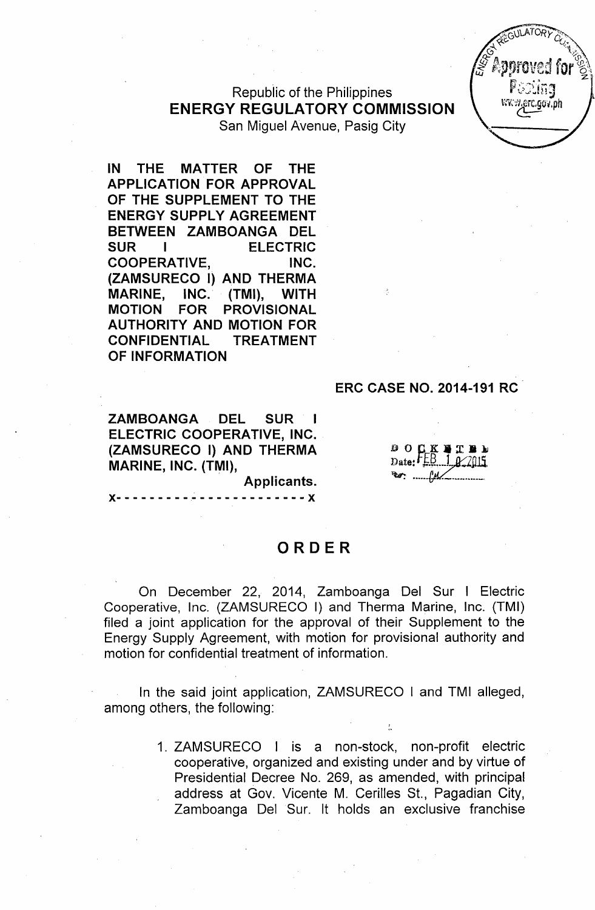Republic of the Philippines
**ENERGY REGULATORY COMMISSION**
San Miguel Avenue, Pasig City

**IN THE MATTER OF THE APPLICATION FOR APPROVAL OF THE SUPPLEMENT TO THE ENERGY SUPPLY AGREEMENT BETWEEN ZAMBOANGA DEL SUR I ELECTRIC COOPERATIVE, INC. (ZAMSURECO I) AND THERMA MARINE, INC. (TMI), WITH MOTION FOR PROVISIONAL AUTHORITY AND MOTION FOR CONFIDENTIAL TREATMENT OF INFORMATION**

**ERC CASE NO. 2014-191 RC**

**ZAMBOANGA DEL SUR I ELECTRIC COOPERATIVE, INC. (ZAMSURECO I) AND THERMA MARINE, INC. (TMI),**
**Applicants.**

x- - - - - - - - - - - - - - - - - - - - - - x

DOCKETED
Date: FEB 10 2015

# ORDER

On December 22, 2014, Zamboanga Del Sur I Electric Cooperative, Inc. (ZAMSURECO I) and Therma Marine, Inc. (TMI) filed a joint application for the approval of their Supplement to the Energy Supply Agreement, with motion for provisional authority and motion for confidential treatment of information.

In the said joint application, ZAMSURECO I and TMI alleged, among others, the following:

1. ZAMSURECO I is a non-stock, non-profit electric cooperative, organized and existing under and by virtue of Presidential Decree No. 269, as amended, with principal address at Gov. Vicente M. Cerilles St., Pagadian City, Zamboanga Del Sur. It holds an exclusive franchise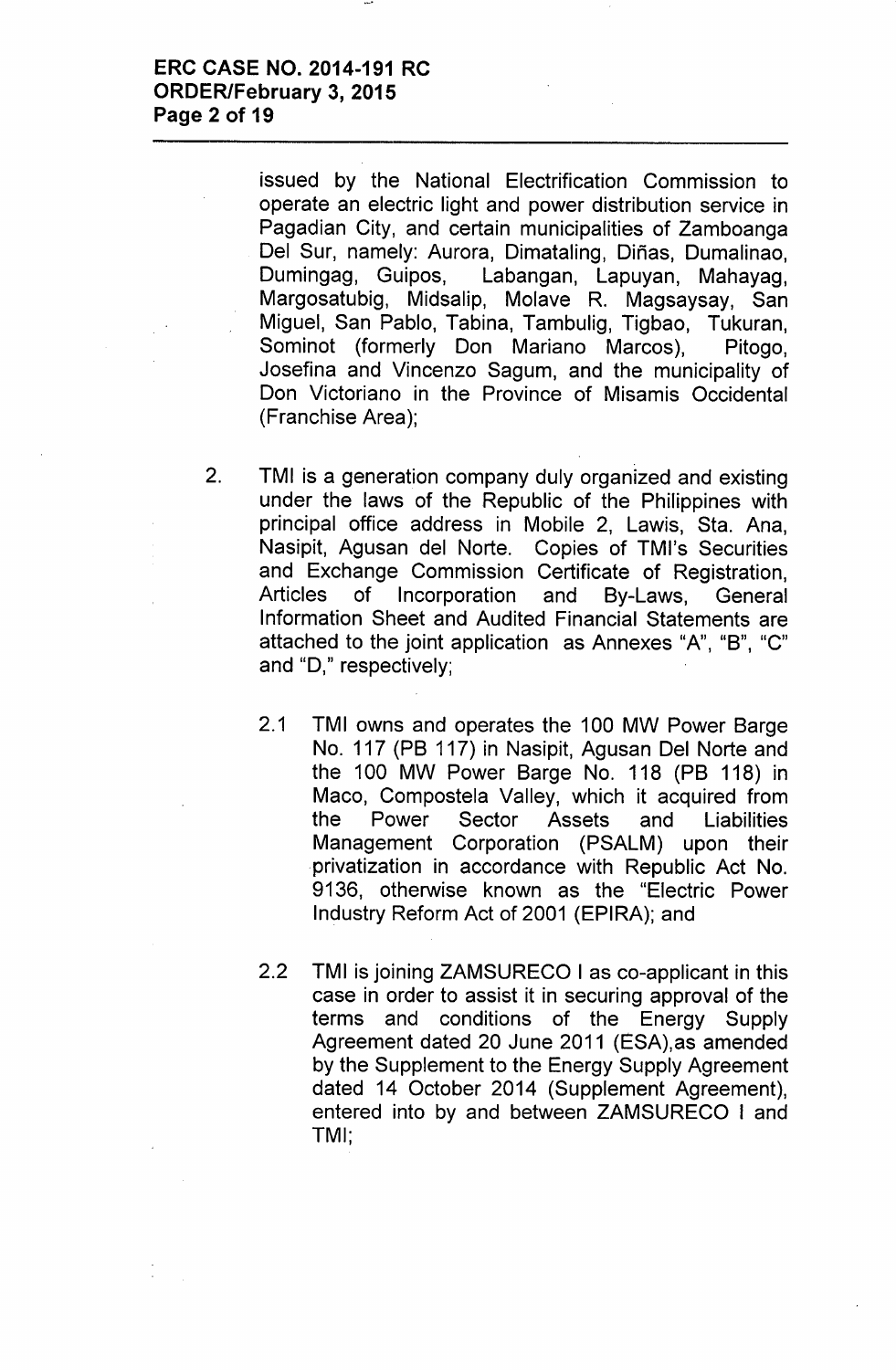issued by the National Electrification Commission to operate an electric light and power distribution service in Pagadian City, and certain municipalities of Zamboanga Del Sur, namely: Aurora, Dimataling, Diñas, Dumalinao, Dumingag, Guipos, Labangan, Lapuyan, Mahayag, Margosatubig, Midsalip, Molave R. Magsaysay, San Miguel, San Pablo, Tabina, Tambulig, Tigbao, Tukuran, Sominot (formerly Don Mariano Marcos), Pitogo, Josefina and Vincenzo Sagum, and the municipality of Don Victoriano in the Province of Misamis Occidental (Franchise Area);

2. TMI is a generation company duly organized and existing under the laws of the Republic of the Philippines with principal office address in Mobile 2, Lawis, Sta. Ana, Nasipit, Agusan del Norte. Copies of TMI's Securities and Exchange Commission Certificate of Registration, Articles of Incorporation and By-Laws, General Information Sheet and Audited Financial Statements are attached to the joint application as Annexes "A", "B", "C" and "D," respectively;

   2.1 TMI owns and operates the 100 MW Power Barge No. 117 (PB 117) in Nasipit, Agusan Del Norte and the 100 MW Power Barge No. 118 (PB 118) in Maco, Compostela Valley, which it acquired from the Power Sector Assets and Liabilities Management Corporation (PSALM) upon their privatization in accordance with Republic Act No. 9136, otherwise known as the "Electric Power Industry Reform Act of 2001 (EPIRA); and

   2.2 TMI is joining ZAMSURECO I as co-applicant in this case in order to assist it in securing approval of the terms and conditions of the Energy Supply Agreement dated 20 June 2011 (ESA),as amended by the Supplement to the Energy Supply Agreement dated 14 October 2014 (Supplement Agreement), entered into by and between ZAMSURECO I and TMI;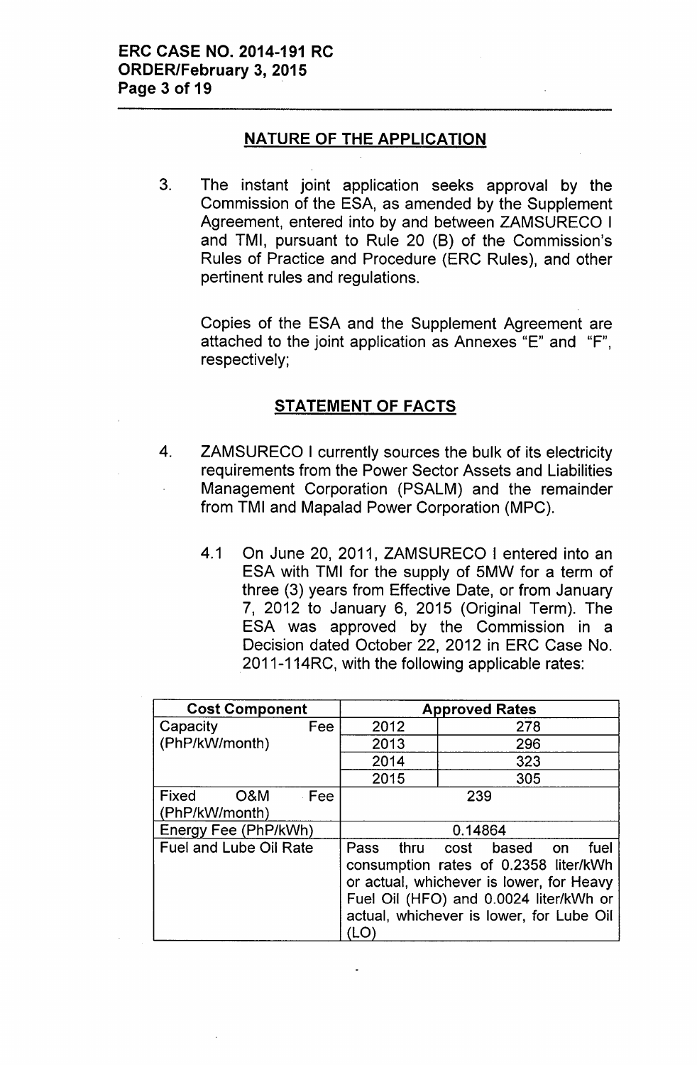## NATURE OF THE APPLICATION

3. The instant joint application seeks approval by the Commission of the ESA, as amended by the Supplement Agreement, entered into by and between ZAMSURECO I and TMI, pursuant to Rule 20 (B) of the Commission's Rules of Practice and Procedure (ERC Rules), and other pertinent rules and regulations.

   Copies of the ESA and the Supplement Agreement are attached to the joint application as Annexes "E" and "F", respectively;

## STATEMENT OF FACTS

4. ZAMSURECO I currently sources the bulk of its electricity requirements from the Power Sector Assets and Liabilities Management Corporation (PSALM) and the remainder from TMI and Mapalad Power Corporation (MPC).

   4.1 On June 20, 2011, ZAMSURECO I entered into an ESA with TMI for the supply of 5MW for a term of three (3) years from Effective Date, or from January 7, 2012 to January 6, 2015 (Original Term). The ESA was approved by the Commission in a Decision dated October 22, 2012 in ERC Case No. 2011-114RC, with the following applicable rates:

| Cost Component | Approved Rates | |
|---|---|---|
| Capacity Fee (PhP/kW/month) | 2012 | 278 |
| | 2013 | 296 |
| | 2014 | 323 |
| | 2015 | 305 |
| Fixed O&M Fee (PhP/kW/month) | 239 | |
| Energy Fee (PhP/kWh) | 0.14864 | |
| Fuel and Lube Oil Rate | Pass thru cost based on fuel consumption rates of 0.2358 liter/kWh or actual, whichever is lower, for Heavy Fuel Oil (HFO) and 0.0024 liter/kWh or actual, whichever is lower, for Lube Oil (LO) | |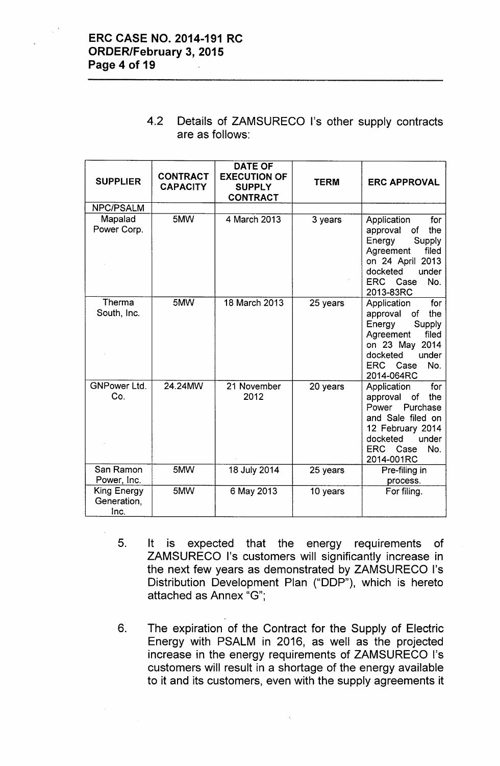4.2 Details of ZAMSURECO I's other supply contracts are as follows:

| SUPPLIER | CONTRACT CAPACITY | DATE OF EXECUTION OF SUPPLY CONTRACT | TERM | ERC APPROVAL |
|---|---|---|---|---|
| NPC/PSALM | | | | |
| Mapalad Power Corp. | 5MW | 4 March 2013 | 3 years | Application for approval of the Energy Supply Agreement filed on 24 April 2013 docketed under ERC Case No. 2013-83RC |
| Therma South, Inc. | 5MW | 18 March 2013 | 25 years | Application for approval of the Energy Supply Agreement filed on 23 May 2014 docketed under ERC Case No. 2014-064RC |
| GNPower Ltd. Co. | 24.24MW | 21 November 2012 | 20 years | Application for approval of the Power Purchase and Sale filed on 12 February 2014 docketed under ERC Case No. 2014-001RC |
| San Ramon Power, Inc. | 5MW | 18 July 2014 | 25 years | Pre-filing in process. |
| King Energy Generation, Inc. | 5MW | 6 May 2013 | 10 years | For filing. |

5. It is expected that the energy requirements of ZAMSURECO I's customers will significantly increase in the next few years as demonstrated by ZAMSURECO I's Distribution Development Plan ("DDP"), which is hereto attached as Annex "G";

6. The expiration of the Contract for the Supply of Electric Energy with PSALM in 2016, as well as the projected increase in the energy requirements of ZAMSURECO I's customers will result in a shortage of the energy available to it and its customers, even with the supply agreements it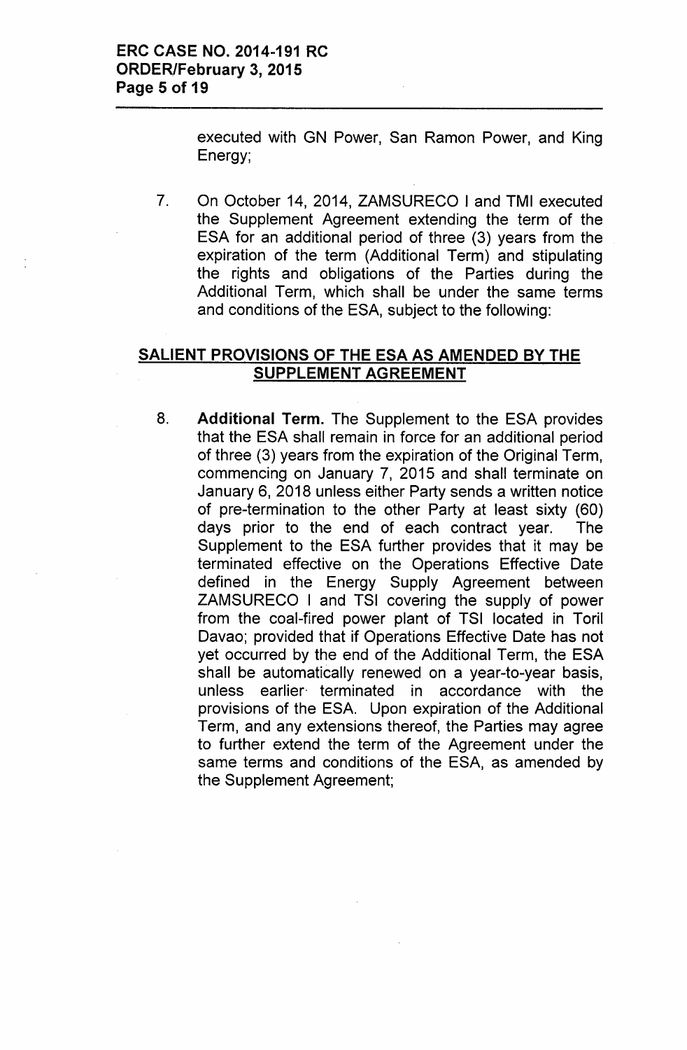executed with GN Power, San Ramon Power, and King Energy;

7. On October 14, 2014, ZAMSURECO I and TMI executed the Supplement Agreement extending the term of the ESA for an additional period of three (3) years from the expiration of the term (Additional Term) and stipulating the rights and obligations of the Parties during the Additional Term, which shall be under the same terms and conditions of the ESA, subject to the following:

## SALIENT PROVISIONS OF THE ESA AS AMENDED BY THE SUPPLEMENT AGREEMENT

8. **Additional Term.** The Supplement to the ESA provides that the ESA shall remain in force for an additional period of three (3) years from the expiration of the Original Term, commencing on January 7, 2015 and shall terminate on January 6, 2018 unless either Party sends a written notice of pre-termination to the other Party at least sixty (60) days prior to the end of each contract year. The Supplement to the ESA further provides that it may be terminated effective on the Operations Effective Date defined in the Energy Supply Agreement between ZAMSURECO I and TSI covering the supply of power from the coal-fired power plant of TSI located in Toril Davao; provided that if Operations Effective Date has not yet occurred by the end of the Additional Term, the ESA shall be automatically renewed on a year-to-year basis, unless earlier terminated in accordance with the provisions of the ESA. Upon expiration of the Additional Term, and any extensions thereof, the Parties may agree to further extend the term of the Agreement under the same terms and conditions of the ESA, as amended by the Supplement Agreement;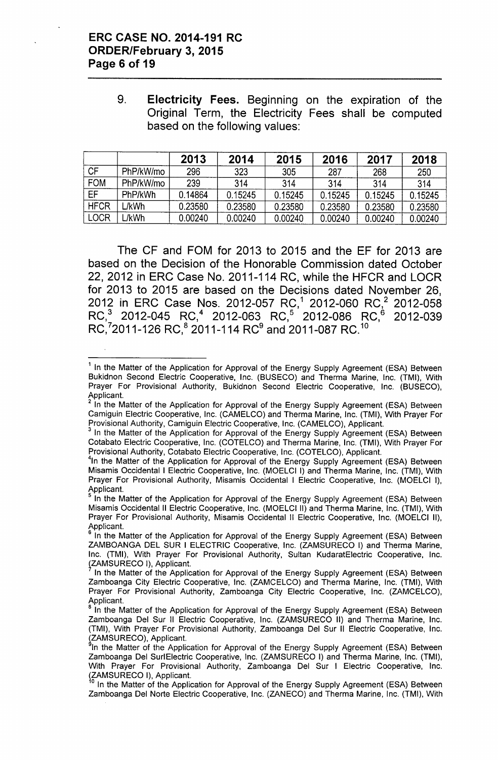9. **Electricity Fees.** Beginning on the expiration of the Original Term, the Electricity Fees shall be computed based on the following values:

| | | 2013 | 2014 | 2015 | 2016 | 2017 | 2018 |
|---|---|---|---|---|---|---|---|
| CF | PhP/kW/mo | 296 | 323 | 305 | 287 | 268 | 250 |
| FOM | PhP/kW/mo | 239 | 314 | 314 | 314 | 314 | 314 |
| EF | PhP/kWh | 0.14864 | 0.15245 | 0.15245 | 0.15245 | 0.15245 | 0.15245 |
| HFCR | L/kWh | 0.23580 | 0.23580 | 0.23580 | 0.23580 | 0.23580 | 0.23580 |
| LOCR | L/kWh | 0.00240 | 0.00240 | 0.00240 | 0.00240 | 0.00240 | 0.00240 |

The CF and FOM for 2013 to 2015 and the EF for 2013 are based on the Decision of the Honorable Commission dated October 22, 2012 in ERC Case No. 2011-114 RC, while the HFCR and LOCR for 2013 to 2015 are based on the Decisions dated November 26, 2012 in ERC Case Nos. 2012-057 RC,[1] 2012-060 RC,[2] 2012-058 RC,[3] 2012-045 RC,[4] 2012-063 RC,[5] 2012-086 RC,[6] 2012-039 RC,[7]2011-126 RC,[8] 2011-114 RC[9] and 2011-087 RC.[10]

---

[1] In the Matter of the Application for Approval of the Energy Supply Agreement (ESA) Between Bukidnon Second Electric Cooperative, Inc. (BUSECO) and Therma Marine, Inc. (TMI), With Prayer For Provisional Authority, Bukidnon Second Electric Cooperative, Inc. (BUSECO), Applicant.

[2] In the Matter of the Application for Approval of the Energy Supply Agreement (ESA) Between Camiguin Electric Cooperative, Inc. (CAMELCO) and Therma Marine, Inc. (TMI), With Prayer For Provisional Authority, Camiguin Electric Cooperative, Inc. (CAMELCO), Applicant.

[3] In the Matter of the Application for Approval of the Energy Supply Agreement (ESA) Between Cotabato Electric Cooperative, Inc. (COTELCO) and Therma Marine, Inc. (TMI), With Prayer For Provisional Authority, Cotabato Electric Cooperative, Inc. (COTELCO), Applicant.

[4] In the Matter of the Application for Approval of the Energy Supply Agreement (ESA) Between Misamis Occidental I Electric Cooperative, Inc. (MOELCI I) and Therma Marine, Inc. (TMI), With Prayer For Provisional Authority, Misamis Occidental I Electric Cooperative, Inc. (MOELCI I), Applicant.

[5] In the Matter of the Application for Approval of the Energy Supply Agreement (ESA) Between Misamis Occidental II Electric Cooperative, Inc. (MOELCI II) and Therma Marine, Inc. (TMI), With Prayer For Provisional Authority, Misamis Occidental II Electric Cooperative, Inc. (MOELCI II), Applicant.

[6] In the Matter of the Application for Approval of the Energy Supply Agreement (ESA) Between ZAMBOANGA DEL SUR I ELECTRIC Cooperative, Inc. (ZAMSURECO I) and Therma Marine, Inc. (TMI), With Prayer For Provisional Authority, Sultan KudaratElectric Cooperative, Inc. (ZAMSURECO I), Applicant.

[7] In the Matter of the Application for Approval of the Energy Supply Agreement (ESA) Between Zamboanga City Electric Cooperative, Inc. (ZAMCELCO) and Therma Marine, Inc. (TMI), With Prayer For Provisional Authority, Zamboanga City Electric Cooperative, Inc. (ZAMCELCO), Applicant.

[8] In the Matter of the Application for Approval of the Energy Supply Agreement (ESA) Between Zamboanga Del Sur II Electric Cooperative, Inc. (ZAMSURECO II) and Therma Marine, Inc. (TMI), With Prayer For Provisional Authority, Zamboanga Del Sur II Electric Cooperative, Inc. (ZAMSURECO), Applicant.

[9] In the Matter of the Application for Approval of the Energy Supply Agreement (ESA) Between Zamboanga Del SurIElectric Cooperative, Inc. (ZAMSURECO I) and Therma Marine, Inc. (TMI), With Prayer For Provisional Authority, Zamboanga Del Sur I Electric Cooperative, Inc. (ZAMSURECO I), Applicant.

[10] In the Matter of the Application for Approval of the Energy Supply Agreement (ESA) Between Zamboanga Del Norte Electric Cooperative, Inc. (ZANECO) and Therma Marine, Inc. (TMI), With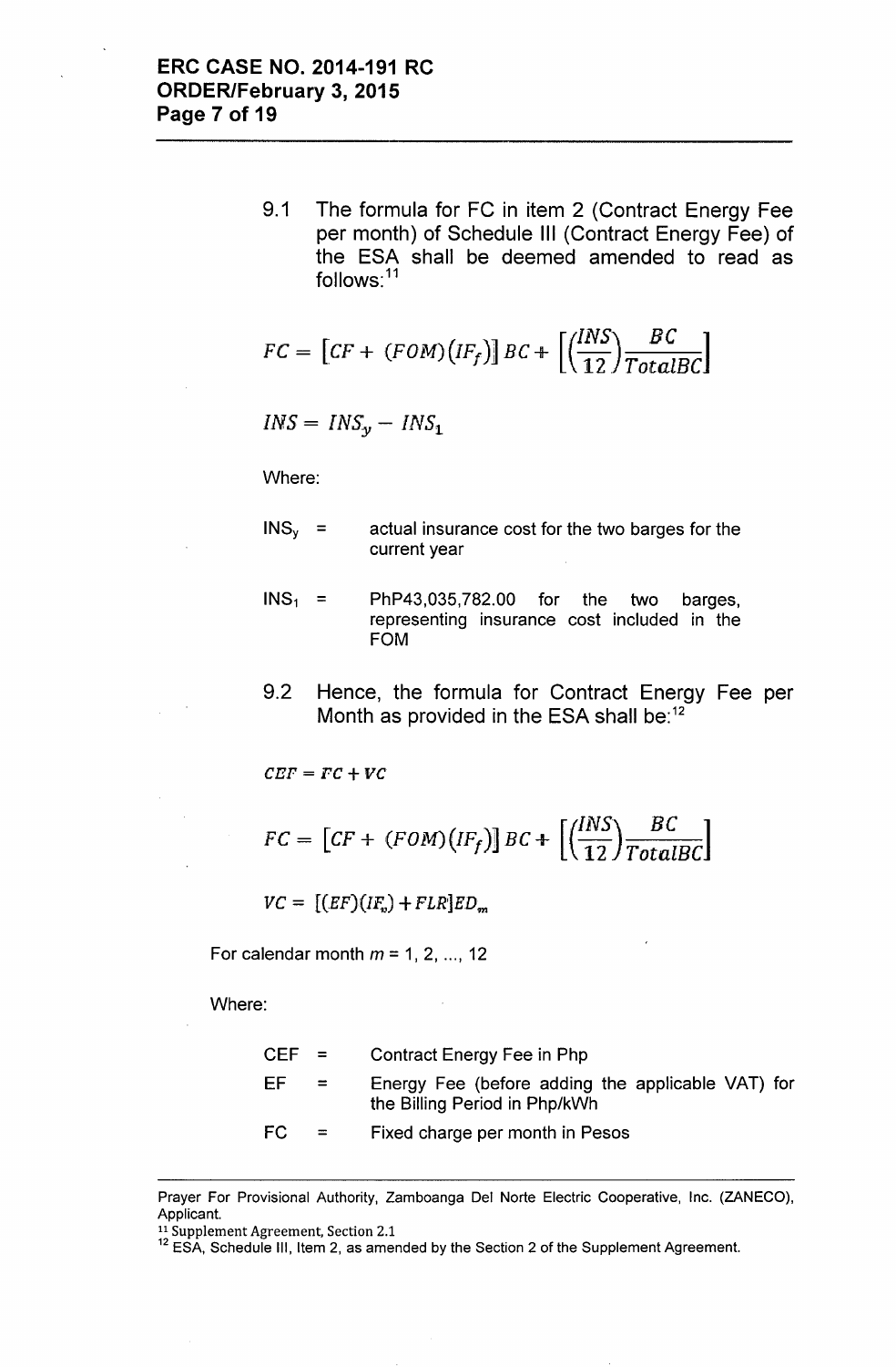9.1 The formula for FC in item 2 (Contract Energy Fee per month) of Schedule III (Contract Energy Fee) of the ESA shall be deemed amended to read as follows:[11]

$$FC = \left[CF + (FOM)(IF_f)\right] BC + \left[\left(\frac{INS}{12}\right)\frac{BC}{TotalBC}\right]$$

$$INS = INS_y - INS_1$$

Where:

$INS_y$ = actual insurance cost for the two barges for the current year

$INS_1$ = PhP43,035,782.00 for the two barges, representing insurance cost included in the FOM

9.2 Hence, the formula for Contract Energy Fee per Month as provided in the ESA shall be:[12]

$$CEF = FC + VC$$

$$FC = \left[CF + (FOM)(IF_f)\right] BC + \left[\left(\frac{INS}{12}\right)\frac{BC}{TotalBC}\right]$$

$$VC = [(EF)(IF_v) + FLR]ED_m$$

For calendar month $m = 1, 2, ..., 12$

Where:

CEF = Contract Energy Fee in Php

EF = Energy Fee (before adding the applicable VAT) for the Billing Period in Php/kWh

FC = Fixed charge per month in Pesos

Prayer For Provisional Authority, Zamboanga Del Norte Electric Cooperative, Inc. (ZANECO), Applicant.

[11] Supplement Agreement, Section 2.1

[12] ESA, Schedule III, Item 2, as amended by the Section 2 of the Supplement Agreement.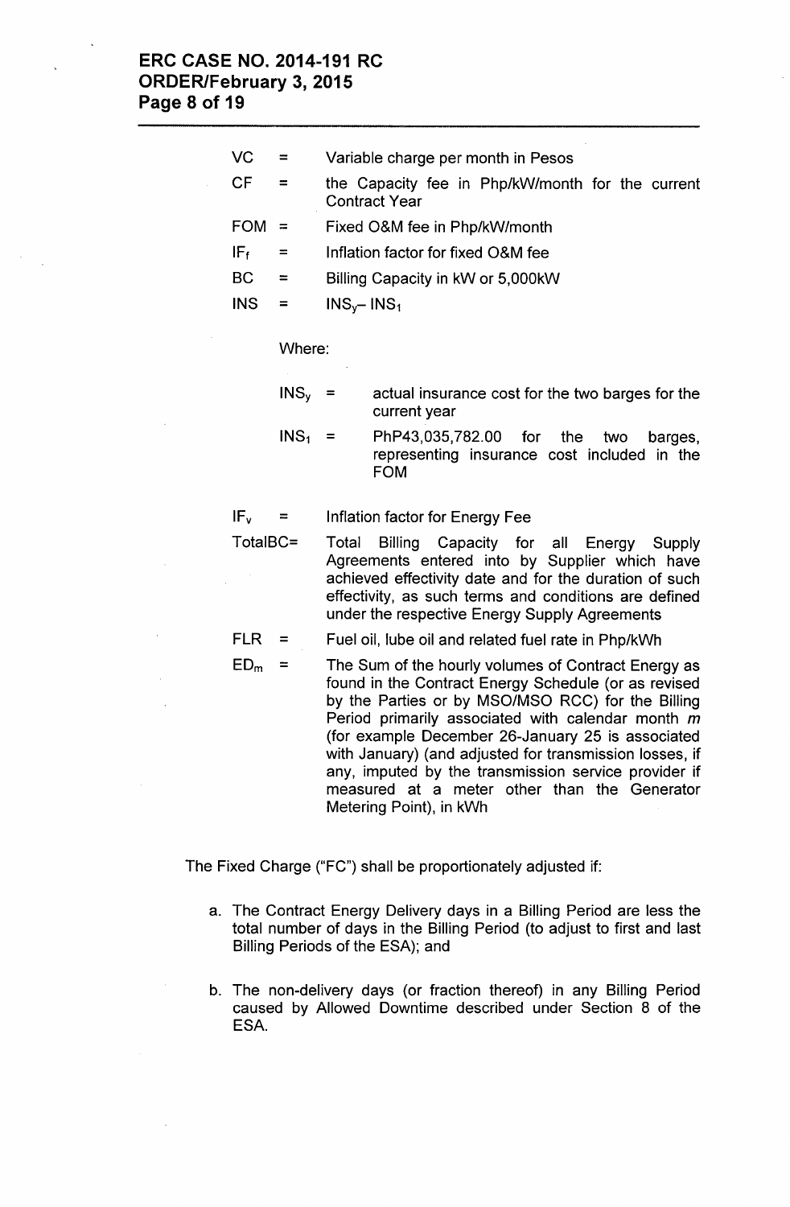VC = Variable charge per month in Pesos

CF = the Capacity fee in Php/kW/month for the current Contract Year

FOM = Fixed O&M fee in Php/kW/month

$IF_f$ = Inflation factor for fixed O&M fee

BC = Billing Capacity in kW or 5,000kW

INS = $INS_y - INS_1$

Where:

$INS_y$ = actual insurance cost for the two barges for the current year

$INS_1$ = PhP43,035,782.00 for the two barges, representing insurance cost included in the FOM

$IF_v$ = Inflation factor for Energy Fee

TotalBC= Total Billing Capacity for all Energy Supply Agreements entered into by Supplier which have achieved effectivity date and for the duration of such effectivity, as such terms and conditions are defined under the respective Energy Supply Agreements

FLR = Fuel oil, lube oil and related fuel rate in Php/kWh

$ED_m$ = The Sum of the hourly volumes of Contract Energy as found in the Contract Energy Schedule (or as revised by the Parties or by MSO/MSO RCC) for the Billing Period primarily associated with calendar month *m* (for example December 26-January 25 is associated with January) (and adjusted for transmission losses, if any, imputed by the transmission service provider if measured at a meter other than the Generator Metering Point), in kWh

The Fixed Charge ("FC") shall be proportionately adjusted if:

a. The Contract Energy Delivery days in a Billing Period are less the total number of days in the Billing Period (to adjust to first and last Billing Periods of the ESA); and

b. The non-delivery days (or fraction thereof) in any Billing Period caused by Allowed Downtime described under Section 8 of the ESA.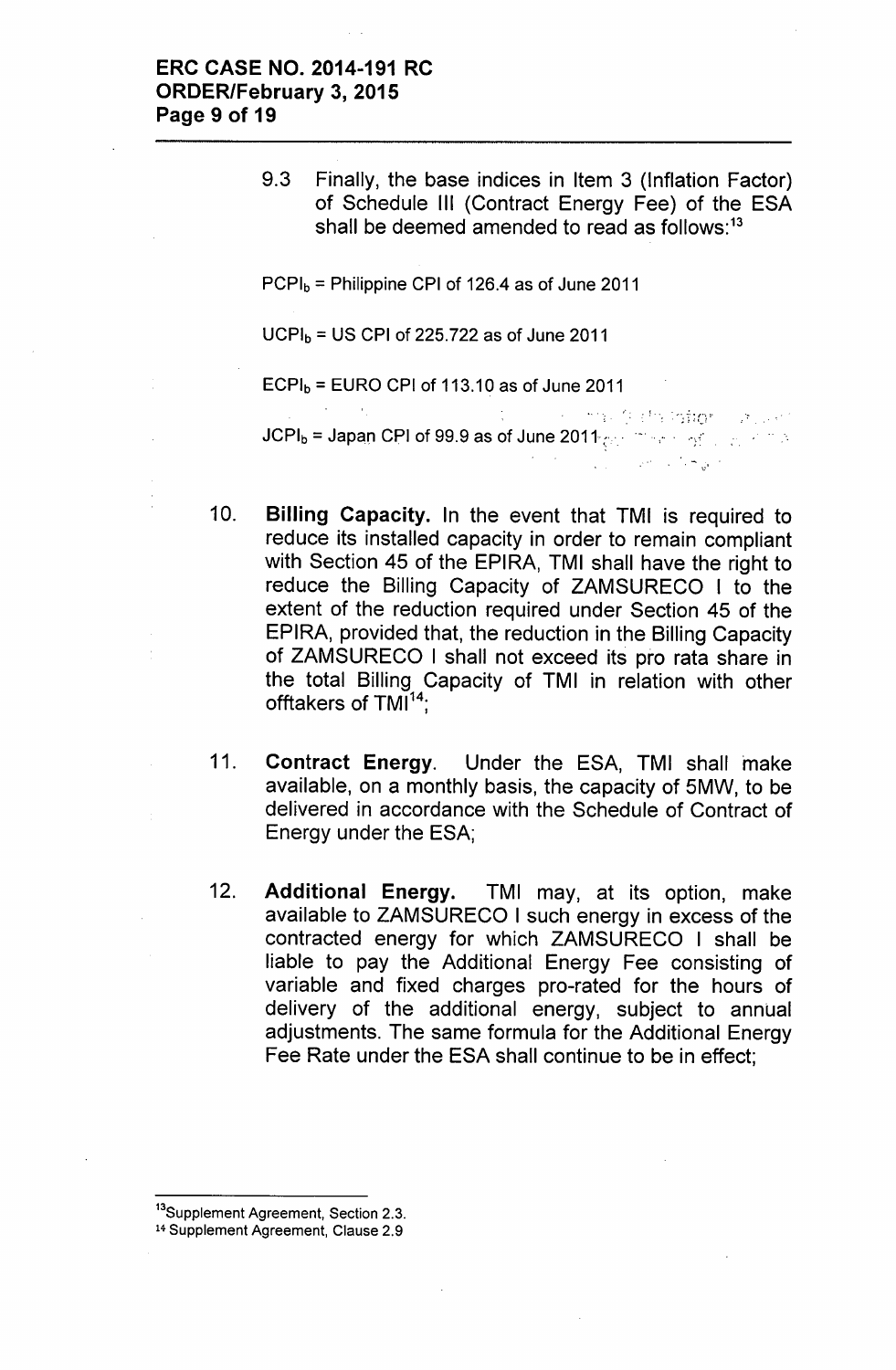9.3 Finally, the base indices in Item 3 (Inflation Factor) of Schedule III (Contract Energy Fee) of the ESA shall be deemed amended to read as follows:[13]

$PCPI_b$ = Philippine CPI of 126.4 as of June 2011

$UCPI_b$ = US CPI of 225.722 as of June 2011

$ECPI_b$ = EURO CPI of 113.10 as of June 2011

$JCPI_b$ = Japan CPI of 99.9 as of June 2011

10. **Billing Capacity.** In the event that TMI is required to reduce its installed capacity in order to remain compliant with Section 45 of the EPIRA, TMI shall have the right to reduce the Billing Capacity of ZAMSURECO I to the extent of the reduction required under Section 45 of the EPIRA, provided that, the reduction in the Billing Capacity of ZAMSURECO I shall not exceed its pro rata share in the total Billing Capacity of TMI in relation with other offtakers of TMI[14];

11. **Contract Energy**. Under the ESA, TMI shall make available, on a monthly basis, the capacity of 5MW, to be delivered in accordance with the Schedule of Contract of Energy under the ESA;

12. **Additional Energy.** TMI may, at its option, make available to ZAMSURECO I such energy in excess of the contracted energy for which ZAMSURECO I shall be liable to pay the Additional Energy Fee consisting of variable and fixed charges pro-rated for the hours of delivery of the additional energy, subject to annual adjustments. The same formula for the Additional Energy Fee Rate under the ESA shall continue to be in effect;

---

[13] Supplement Agreement, Section 2.3.

[14] Supplement Agreement, Clause 2.9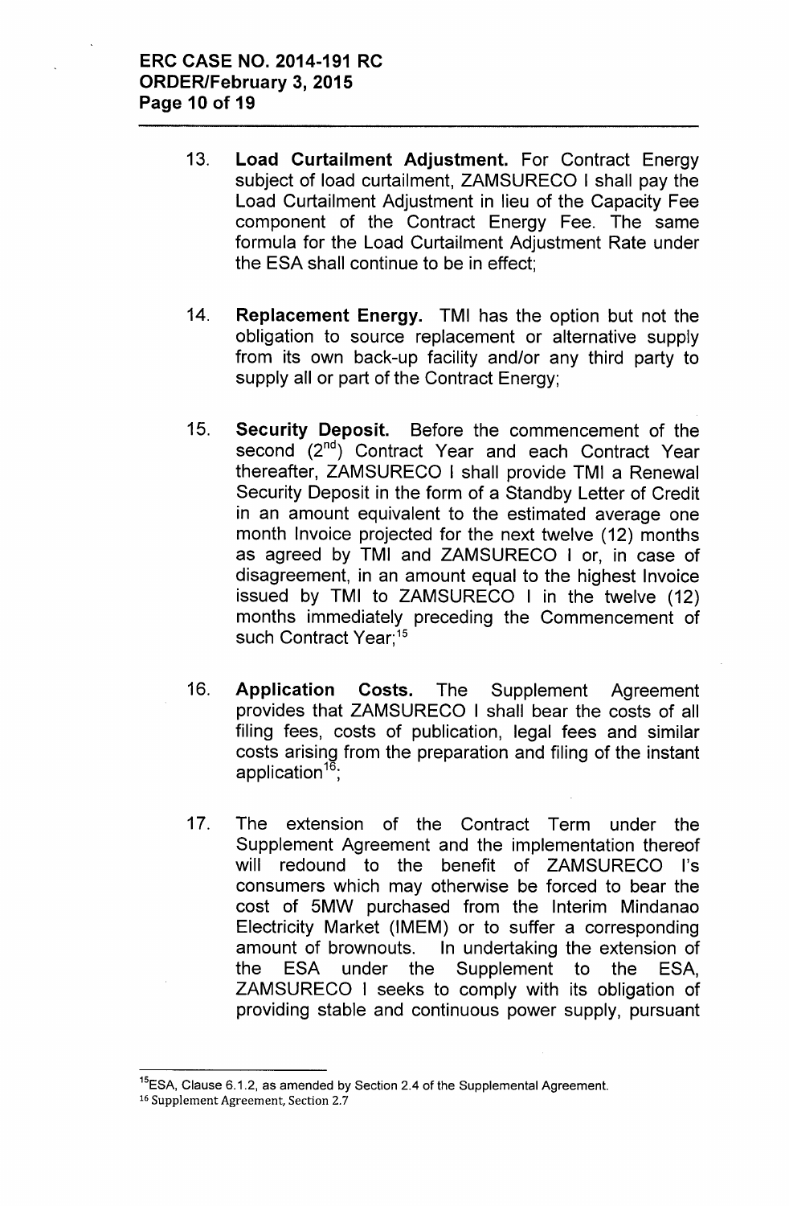13. **Load Curtailment Adjustment.** For Contract Energy subject of load curtailment, ZAMSURECO I shall pay the Load Curtailment Adjustment in lieu of the Capacity Fee component of the Contract Energy Fee. The same formula for the Load Curtailment Adjustment Rate under the ESA shall continue to be in effect;

14. **Replacement Energy.** TMI has the option but not the obligation to source replacement or alternative supply from its own back-up facility and/or any third party to supply all or part of the Contract Energy;

15. **Security Deposit.** Before the commencement of the second (2nd) Contract Year and each Contract Year thereafter, ZAMSURECO I shall provide TMI a Renewal Security Deposit in the form of a Standby Letter of Credit in an amount equivalent to the estimated average one month Invoice projected for the next twelve (12) months as agreed by TMI and ZAMSURECO I or, in case of disagreement, in an amount equal to the highest Invoice issued by TMI to ZAMSURECO I in the twelve (12) months immediately preceding the Commencement of such Contract Year;[15]

16. **Application Costs.** The Supplement Agreement provides that ZAMSURECO I shall bear the costs of all filing fees, costs of publication, legal fees and similar costs arising from the preparation and filing of the instant application[16];

17. The extension of the Contract Term under the Supplement Agreement and the implementation thereof will redound to the benefit of ZAMSURECO I's consumers which may otherwise be forced to bear the cost of 5MW purchased from the Interim Mindanao Electricity Market (IMEM) or to suffer a corresponding amount of brownouts. In undertaking the extension of the ESA under the Supplement to the ESA, ZAMSURECO I seeks to comply with its obligation of providing stable and continuous power supply, pursuant

---

[15] ESA, Clause 6.1.2, as amended by Section 2.4 of the Supplemental Agreement.

[16] Supplement Agreement, Section 2.7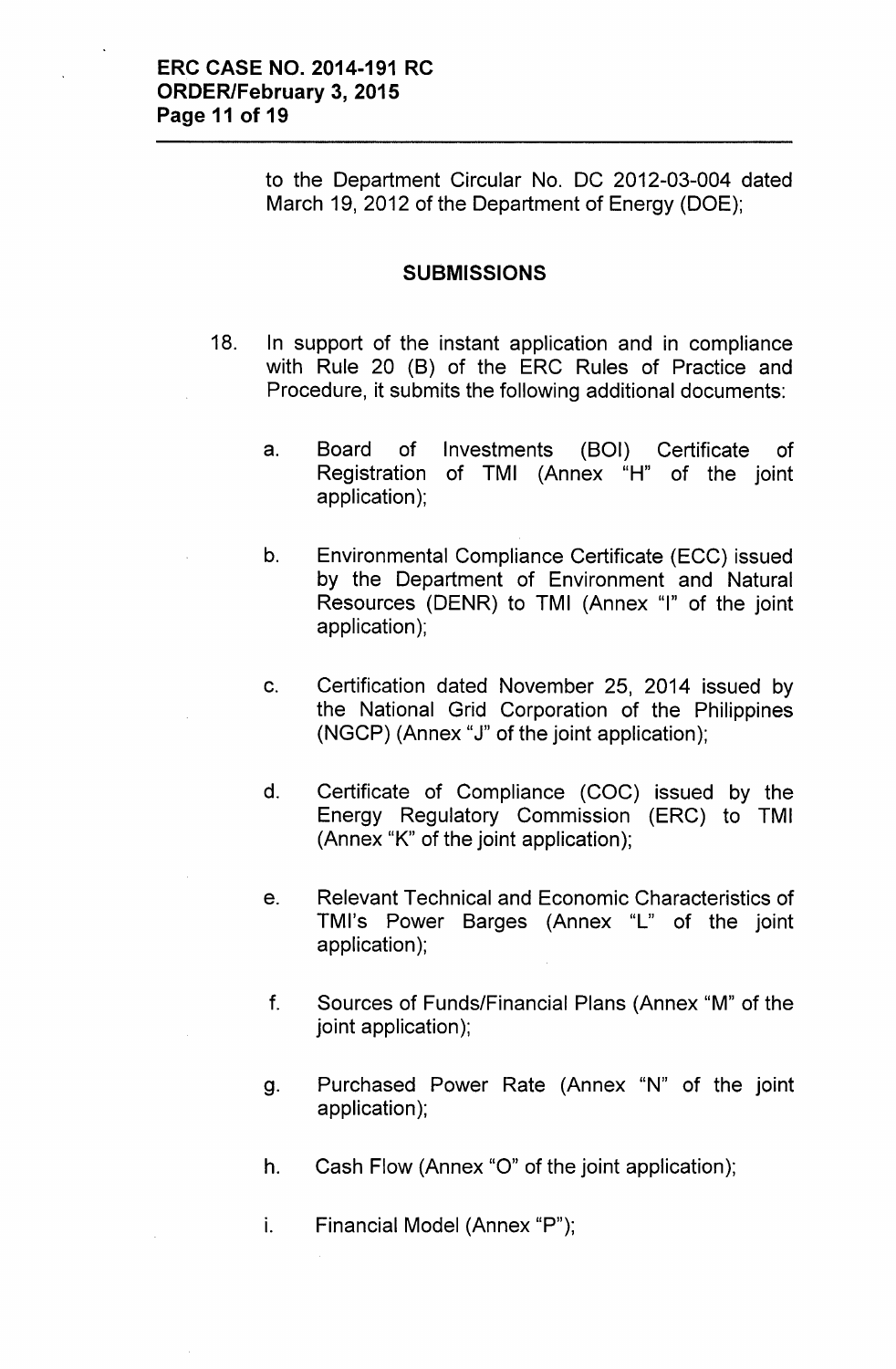to the Department Circular No. DC 2012-03-004 dated March 19, 2012 of the Department of Energy (DOE);

## SUBMISSIONS

18. In support of the instant application and in compliance with Rule 20 (B) of the ERC Rules of Practice and Procedure, it submits the following additional documents:

    a. Board of Investments (BOI) Certificate of Registration of TMI (Annex "H" of the joint application);

    b. Environmental Compliance Certificate (ECC) issued by the Department of Environment and Natural Resources (DENR) to TMI (Annex "I" of the joint application);

    c. Certification dated November 25, 2014 issued by the National Grid Corporation of the Philippines (NGCP) (Annex "J" of the joint application);

    d. Certificate of Compliance (COC) issued by the Energy Regulatory Commission (ERC) to TMI (Annex "K" of the joint application);

    e. Relevant Technical and Economic Characteristics of TMI's Power Barges (Annex "L" of the joint application);

    f. Sources of Funds/Financial Plans (Annex "M" of the joint application);

    g. Purchased Power Rate (Annex "N" of the joint application);

    h. Cash Flow (Annex "O" of the joint application);

    i. Financial Model (Annex "P");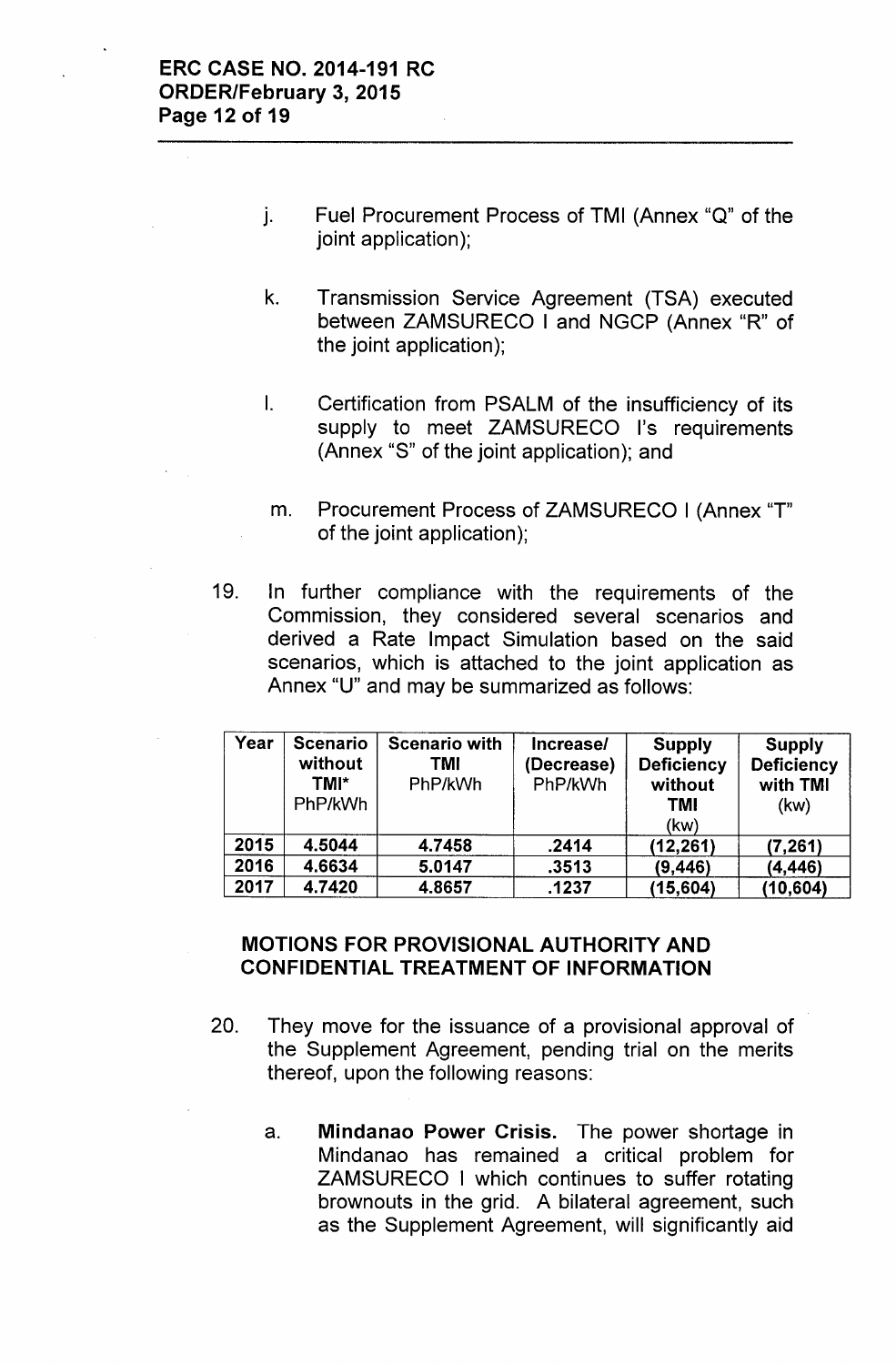j. Fuel Procurement Process of TMI (Annex "Q" of the joint application);

k. Transmission Service Agreement (TSA) executed between ZAMSURECO I and NGCP (Annex "R" of the joint application);

l. Certification from PSALM of the insufficiency of its supply to meet ZAMSURECO I's requirements (Annex "S" of the joint application); and

m. Procurement Process of ZAMSURECO I (Annex "T" of the joint application);

19. In further compliance with the requirements of the Commission, they considered several scenarios and derived a Rate Impact Simulation based on the said scenarios, which is attached to the joint application as Annex "U" and may be summarized as follows:

| Year | Scenario without TMI* PhP/kWh | Scenario with TMI PhP/kWh | Increase/ (Decrease) PhP/kWh | Supply Deficiency without TMI (kw) | Supply Deficiency with TMI (kw) |
|---|---|---|---|---|---|
| 2015 | 4.5044 | 4.7458 | .2414 | (12,261) | (7,261) |
| 2016 | 4.6634 | 5.0147 | .3513 | (9,446) | (4,446) |
| 2017 | 4.7420 | 4.8657 | .1237 | (15,604) | (10,604) |

## MOTIONS FOR PROVISIONAL AUTHORITY AND CONFIDENTIAL TREATMENT OF INFORMATION

20. They move for the issuance of a provisional approval of the Supplement Agreement, pending trial on the merits thereof, upon the following reasons:

    a. **Mindanao Power Crisis.** The power shortage in Mindanao has remained a critical problem for ZAMSURECO I which continues to suffer rotating brownouts in the grid. A bilateral agreement, such as the Supplement Agreement, will significantly aid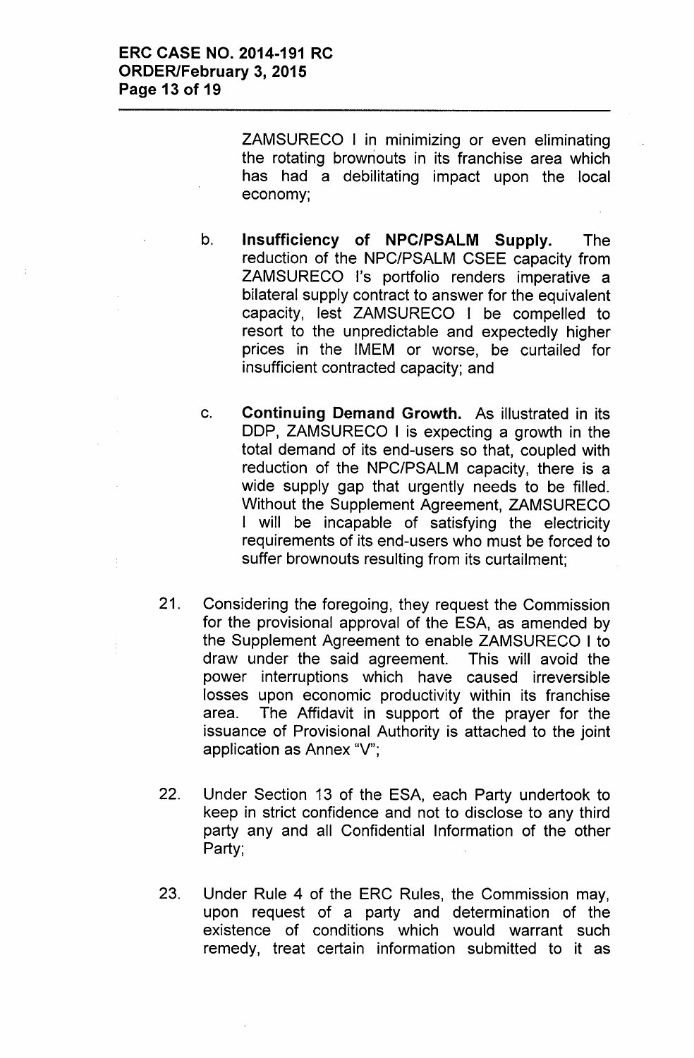ZAMSURECO I in minimizing or even eliminating the rotating brownouts in its franchise area which has had a debilitating impact upon the local economy;

b. **Insufficiency of NPC/PSALM Supply.** The reduction of the NPC/PSALM CSEE capacity from ZAMSURECO I's portfolio renders imperative a bilateral supply contract to answer for the equivalent capacity, lest ZAMSURECO I be compelled to resort to the unpredictable and expectedly higher prices in the IMEM or worse, be curtailed for insufficient contracted capacity; and

c. **Continuing Demand Growth.** As illustrated in its DDP, ZAMSURECO I is expecting a growth in the total demand of its end-users so that, coupled with reduction of the NPC/PSALM capacity, there is a wide supply gap that urgently needs to be filled. Without the Supplement Agreement, ZAMSURECO I will be incapable of satisfying the electricity requirements of its end-users who must be forced to suffer brownouts resulting from its curtailment;

21. Considering the foregoing, they request the Commission for the provisional approval of the ESA, as amended by the Supplement Agreement to enable ZAMSURECO I to draw under the said agreement. This will avoid the power interruptions which have caused irreversible losses upon economic productivity within its franchise area. The Affidavit in support of the prayer for the issuance of Provisional Authority is attached to the joint application as Annex "V";

22. Under Section 13 of the ESA, each Party undertook to keep in strict confidence and not to disclose to any third party any and all Confidential Information of the other Party;

23. Under Rule 4 of the ERC Rules, the Commission may, upon request of a party and determination of the existence of conditions which would warrant such remedy, treat certain information submitted to it as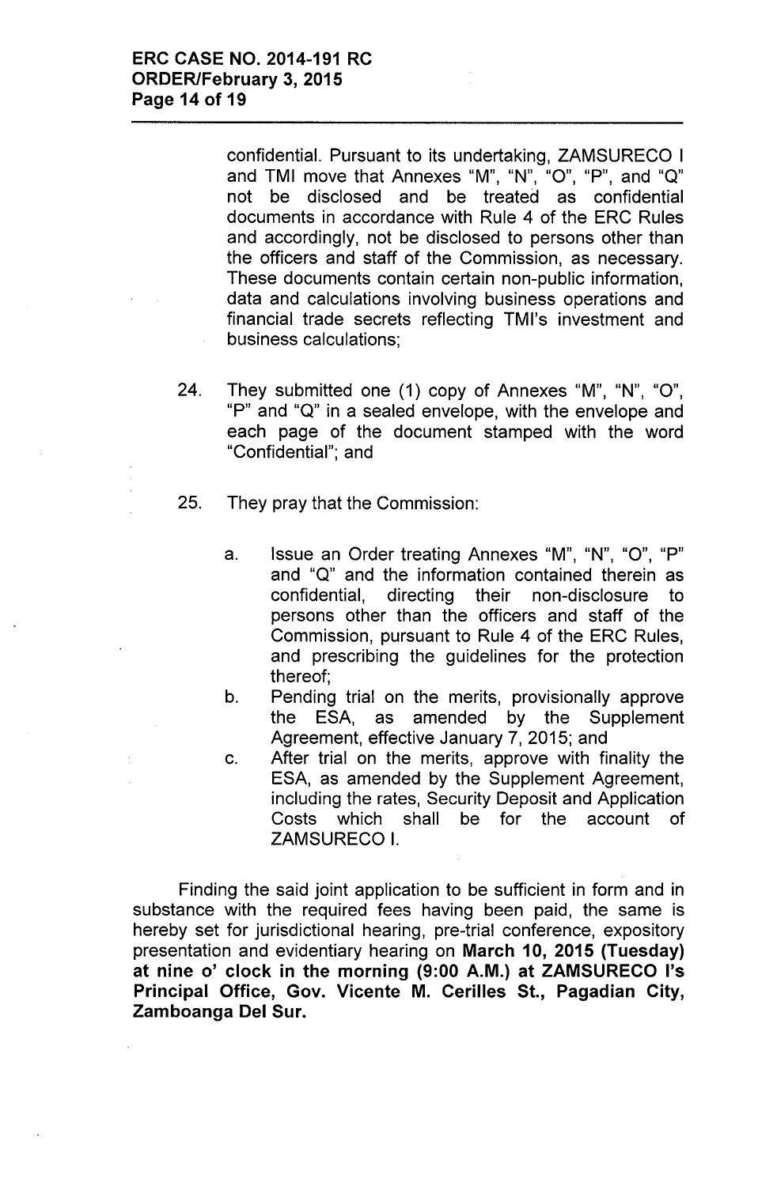confidential. Pursuant to its undertaking, ZAMSURECO I and TMI move that Annexes "M", "N", "O", "P", and "Q" not be disclosed and be treated as confidential documents in accordance with Rule 4 of the ERC Rules and accordingly, not be disclosed to persons other than the officers and staff of the Commission, as necessary. These documents contain certain non-public information, data and calculations involving business operations and financial trade secrets reflecting TMI's investment and business calculations;

24. They submitted one (1) copy of Annexes "M", "N", "O", "P" and "Q" in a sealed envelope, with the envelope and each page of the document stamped with the word "Confidential"; and

25. They pray that the Commission:

    a. Issue an Order treating Annexes "M", "N", "O", "P" and "Q" and the information contained therein as confidential, directing their non-disclosure to persons other than the officers and staff of the Commission, pursuant to Rule 4 of the ERC Rules, and prescribing the guidelines for the protection thereof;

    b. Pending trial on the merits, provisionally approve the ESA, as amended by the Supplement Agreement, effective January 7, 2015; and

    c. After trial on the merits, approve with finality the ESA, as amended by the Supplement Agreement, including the rates, Security Deposit and Application Costs which shall be for the account of ZAMSURECO I.

Finding the said joint application to be sufficient in form and in substance with the required fees having been paid, the same is hereby set for jurisdictional hearing, pre-trial conference, expository presentation and evidentiary hearing on **March 10, 2015 (Tuesday) at nine o' clock in the morning (9:00 A.M.) at ZAMSURECO I's Principal Office, Gov. Vicente M. Cerilles St., Pagadian City, Zamboanga Del Sur.**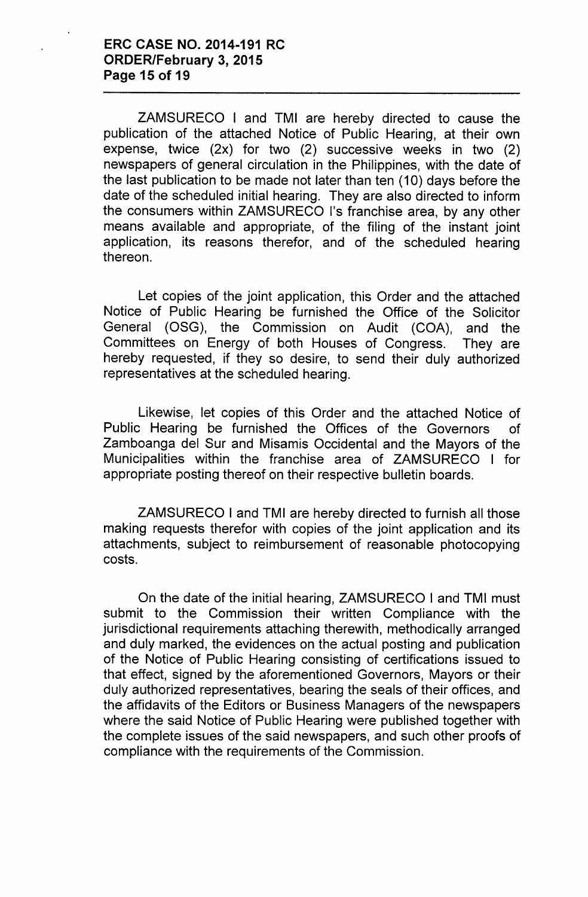ZAMSURECO I and TMI are hereby directed to cause the publication of the attached Notice of Public Hearing, at their own expense, twice (2x) for two (2) successive weeks in two (2) newspapers of general circulation in the Philippines, with the date of the last publication to be made not later than ten (10) days before the date of the scheduled initial hearing. They are also directed to inform the consumers within ZAMSURECO I's franchise area, by any other means available and appropriate, of the filing of the instant joint application, its reasons therefor, and of the scheduled hearing thereon.

Let copies of the joint application, this Order and the attached Notice of Public Hearing be furnished the Office of the Solicitor General (OSG), the Commission on Audit (COA), and the Committees on Energy of both Houses of Congress. They are hereby requested, if they so desire, to send their duly authorized representatives at the scheduled hearing.

Likewise, let copies of this Order and the attached Notice of Public Hearing be furnished the Offices of the Governors of Zamboanga del Sur and Misamis Occidental and the Mayors of the Municipalities within the franchise area of ZAMSURECO I for appropriate posting thereof on their respective bulletin boards.

ZAMSURECO I and TMI are hereby directed to furnish all those making requests therefor with copies of the joint application and its attachments, subject to reimbursement of reasonable photocopying costs.

On the date of the initial hearing, ZAMSURECO I and TMI must submit to the Commission their written Compliance with the jurisdictional requirements attaching therewith, methodically arranged and duly marked, the evidences on the actual posting and publication of the Notice of Public Hearing consisting of certifications issued to that effect, signed by the aforementioned Governors, Mayors or their duly authorized representatives, bearing the seals of their offices, and the affidavits of the Editors or Business Managers of the newspapers where the said Notice of Public Hearing were published together with the complete issues of the said newspapers, and such other proofs of compliance with the requirements of the Commission.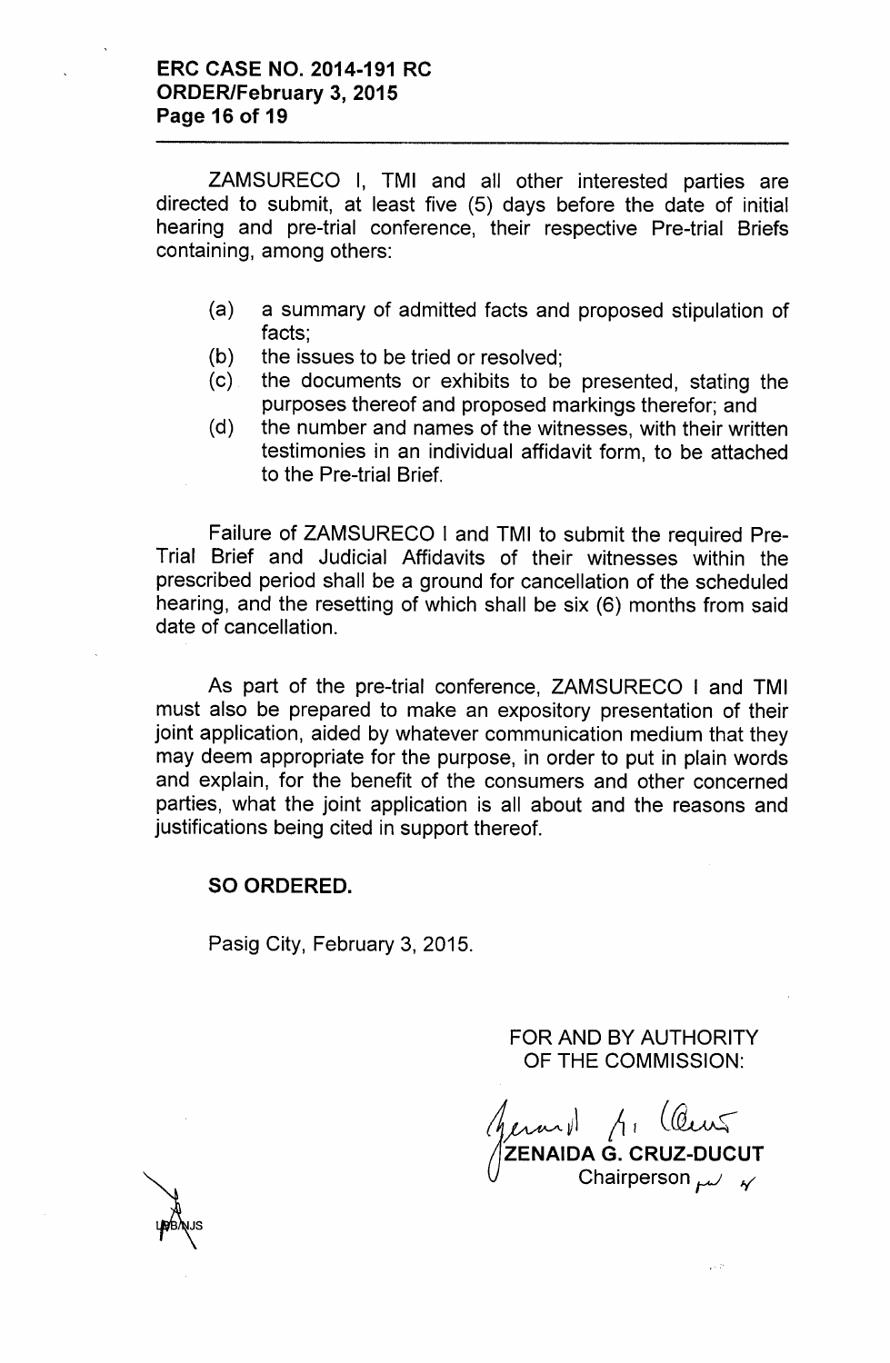ZAMSURECO I, TMI and all other interested parties are directed to submit, at least five (5) days before the date of initial hearing and pre-trial conference, their respective Pre-trial Briefs containing, among others:

(a) a summary of admitted facts and proposed stipulation of facts;

(b) the issues to be tried or resolved;

(c) the documents or exhibits to be presented, stating the purposes thereof and proposed markings therefor; and

(d) the number and names of the witnesses, with their written testimonies in an individual affidavit form, to be attached to the Pre-trial Brief.

Failure of ZAMSURECO I and TMI to submit the required Pre-Trial Brief and Judicial Affidavits of their witnesses within the prescribed period shall be a ground for cancellation of the scheduled hearing, and the resetting of which shall be six (6) months from said date of cancellation.

As part of the pre-trial conference, ZAMSURECO I and TMI must also be prepared to make an expository presentation of their joint application, aided by whatever communication medium that they may deem appropriate for the purpose, in order to put in plain words and explain, for the benefit of the consumers and other concerned parties, what the joint application is all about and the reasons and justifications being cited in support thereof.

**SO ORDERED.**

Pasig City, February 3, 2015.

FOR AND BY AUTHORITY
OF THE COMMISSION:

**ZENAIDA G. CRUZ-DUCUT**
Chairperson

LWB/NJS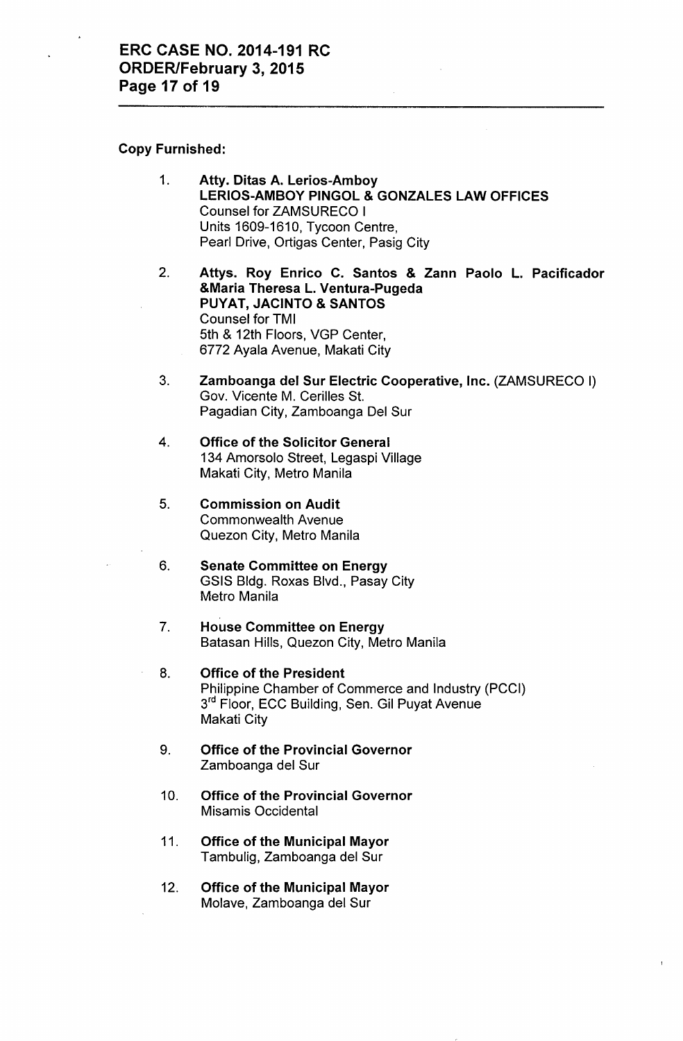**Copy Furnished:**

1. **Atty. Ditas A. Lerios-Amboy**
   **LERIOS-AMBOY PINGOL & GONZALES LAW OFFICES**
   Counsel for ZAMSURECO I
   Units 1609-1610, Tycoon Centre,
   Pearl Drive, Ortigas Center, Pasig City

2. **Attys. Roy Enrico C. Santos & Zann Paolo L. Pacificador &Maria Theresa L. Ventura-Pugeda**
   **PUYAT, JACINTO & SANTOS**
   Counsel for TMI
   5th & 12th Floors, VGP Center,
   6772 Ayala Avenue, Makati City

3. **Zamboanga del Sur Electric Cooperative, Inc.** (ZAMSURECO I)
   Gov. Vicente M. Cerilles St.
   Pagadian City, Zamboanga Del Sur

4. **Office of the Solicitor General**
   134 Amorsolo Street, Legaspi Village
   Makati City, Metro Manila

5. **Commission on Audit**
   Commonwealth Avenue
   Quezon City, Metro Manila

6. **Senate Committee on Energy**
   GSIS Bldg. Roxas Blvd., Pasay City
   Metro Manila

7. **House Committee on Energy**
   Batasan Hills, Quezon City, Metro Manila

8. **Office of the President**
   Philippine Chamber of Commerce and Industry (PCCI)
   3rd Floor, ECC Building, Sen. Gil Puyat Avenue
   Makati City

9. **Office of the Provincial Governor**
   Zamboanga del Sur

10. **Office of the Provincial Governor**
    Misamis Occidental

11. **Office of the Municipal Mayor**
    Tambulig, Zamboanga del Sur

12. **Office of the Municipal Mayor**
    Molave, Zamboanga del Sur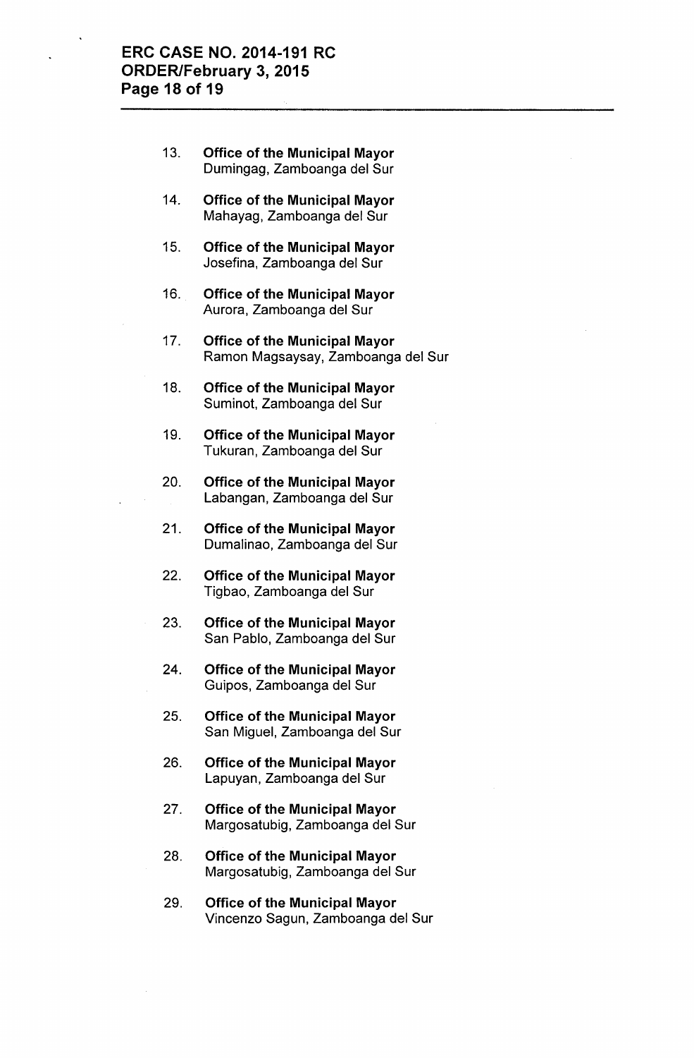13. **Office of the Municipal Mayor**
    Dumingag, Zamboanga del Sur

14. **Office of the Municipal Mayor**
    Mahayag, Zamboanga del Sur

15. **Office of the Municipal Mayor**
    Josefina, Zamboanga del Sur

16. **Office of the Municipal Mayor**
    Aurora, Zamboanga del Sur

17. **Office of the Municipal Mayor**
    Ramon Magsaysay, Zamboanga del Sur

18. **Office of the Municipal Mayor**
    Suminot, Zamboanga del Sur

19. **Office of the Municipal Mayor**
    Tukuran, Zamboanga del Sur

20. **Office of the Municipal Mayor**
    Labangan, Zamboanga del Sur

21. **Office of the Municipal Mayor**
    Dumalinao, Zamboanga del Sur

22. **Office of the Municipal Mayor**
    Tigbao, Zamboanga del Sur

23. **Office of the Municipal Mayor**
    San Pablo, Zamboanga del Sur

24. **Office of the Municipal Mayor**
    Guipos, Zamboanga del Sur

25. **Office of the Municipal Mayor**
    San Miguel, Zamboanga del Sur

26. **Office of the Municipal Mayor**
    Lapuyan, Zamboanga del Sur

27. **Office of the Municipal Mayor**
    Margosatubig, Zamboanga del Sur

28. **Office of the Municipal Mayor**
    Margosatubig, Zamboanga del Sur

29. **Office of the Municipal Mayor**
    Vincenzo Sagun, Zamboanga del Sur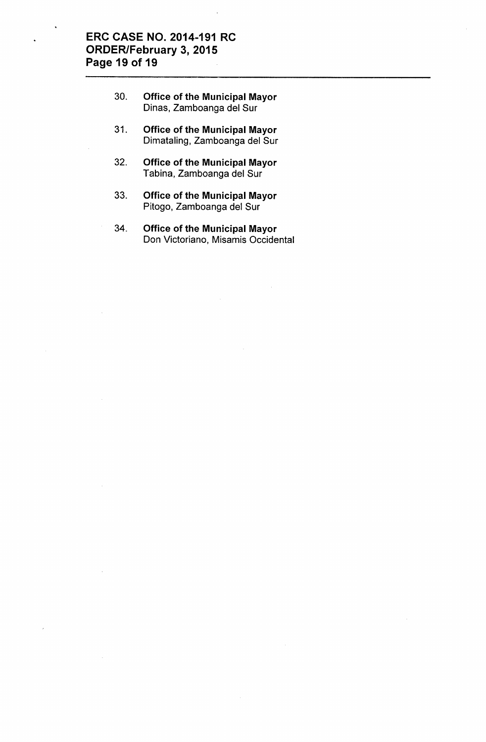30. **Office of the Municipal Mayor**
    Dinas, Zamboanga del Sur

31. **Office of the Municipal Mayor**
    Dimataling, Zamboanga del Sur

32. **Office of the Municipal Mayor**
    Tabina, Zamboanga del Sur

33. **Office of the Municipal Mayor**
    Pitogo, Zamboanga del Sur

34. **Office of the Municipal Mayor**
    Don Victoriano, Misamis Occidental